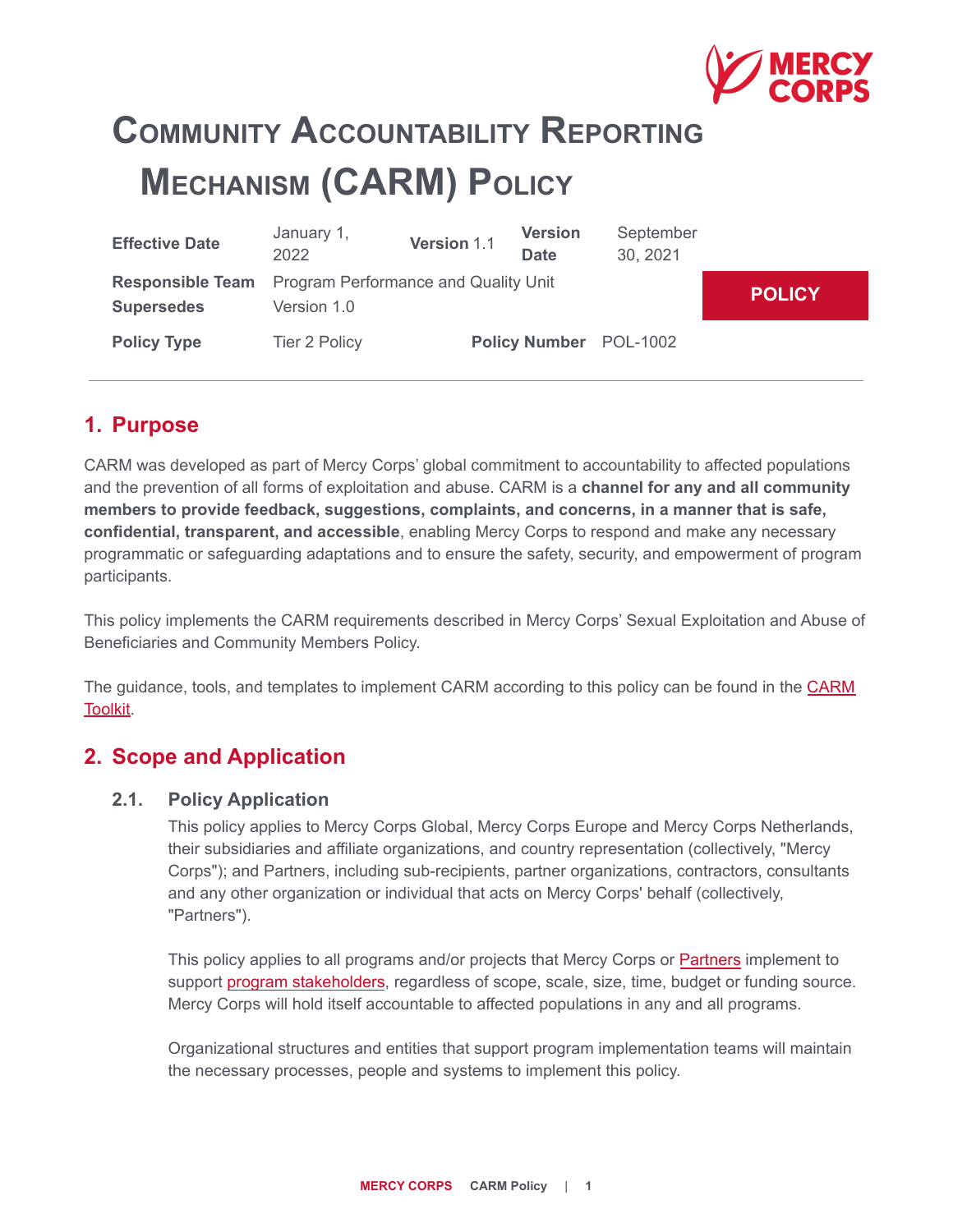# Community Accountability Reporting Mechanism (CARM) Policy

| Effective Date | January 1, 2022 | Version 1.1 | Version Date | September 30, 2021 |
|---|---|---|---|---|
| Responsible Team | Program Performance and Quality Unit | | | |
| Supersedes | Version 1.0 | | | |
| Policy Type | Tier 2 Policy | Policy Number | POL-1002 | |

**POLICY**

## 1. Purpose

CARM was developed as part of Mercy Corps' global commitment to accountability to affected populations and the prevention of all forms of exploitation and abuse. CARM is a **channel for any and all community members to provide feedback, suggestions, complaints, and concerns, in a manner that is safe, confidential, transparent, and accessible**, enabling Mercy Corps to respond and make any necessary programmatic or safeguarding adaptations and to ensure the safety, security, and empowerment of program participants.

This policy implements the CARM requirements described in Mercy Corps' Sexual Exploitation and Abuse of Beneficiaries and Community Members Policy.

The guidance, tools, and templates to implement CARM according to this policy can be found in the CARM Toolkit.

## 2. Scope and Application

### 2.1. Policy Application

This policy applies to Mercy Corps Global, Mercy Corps Europe and Mercy Corps Netherlands, their subsidiaries and affiliate organizations, and country representation (collectively, "Mercy Corps"); and Partners, including sub-recipients, partner organizations, contractors, consultants and any other organization or individual that acts on Mercy Corps' behalf (collectively, "Partners").

This policy applies to all programs and/or projects that Mercy Corps or Partners implement to support program stakeholders, regardless of scope, scale, size, time, budget or funding source. Mercy Corps will hold itself accountable to affected populations in any and all programs.

Organizational structures and entities that support program implementation teams will maintain the necessary processes, people and systems to implement this policy.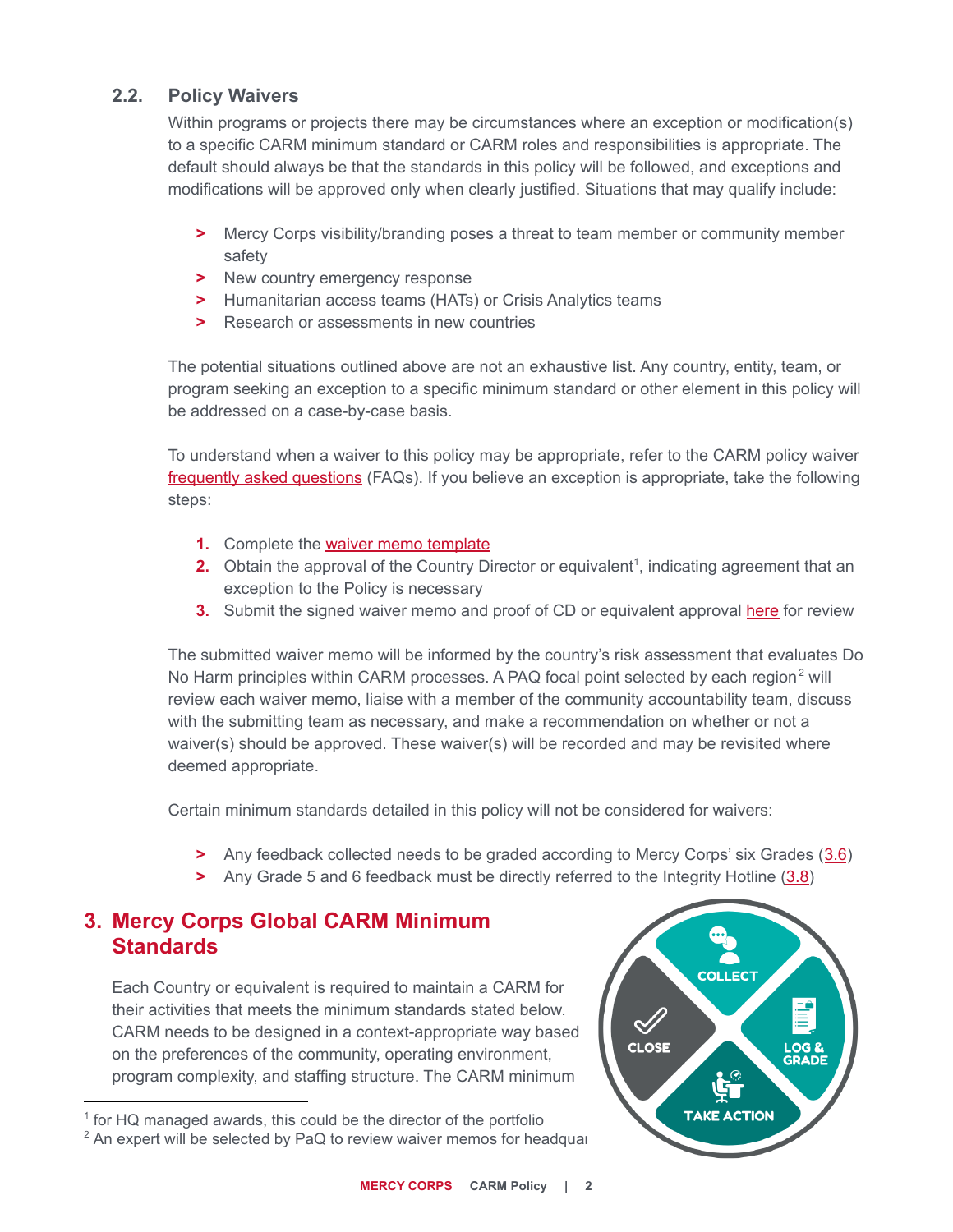### 2.2. Policy Waivers

Within programs or projects there may be circumstances where an exception or modification(s) to a specific CARM minimum standard or CARM roles and responsibilities is appropriate. The default should always be that the standards in this policy will be followed, and exceptions and modifications will be approved only when clearly justified. Situations that may qualify include:

- Mercy Corps visibility/branding poses a threat to team member or community member safety
- New country emergency response
- Humanitarian access teams (HATs) or Crisis Analytics teams
- Research or assessments in new countries

The potential situations outlined above are not an exhaustive list. Any country, entity, team, or program seeking an exception to a specific minimum standard or other element in this policy will be addressed on a case-by-case basis.

To understand when a waiver to this policy may be appropriate, refer to the CARM policy waiver frequently asked questions (FAQs). If you believe an exception is appropriate, take the following steps:

1. Complete the waiver memo template
2. Obtain the approval of the Country Director or equivalent[1], indicating agreement that an exception to the Policy is necessary
3. Submit the signed waiver memo and proof of CD or equivalent approval here for review

The submitted waiver memo will be informed by the country's risk assessment that evaluates Do No Harm principles within CARM processes. A PAQ focal point selected by each region[2] will review each waiver memo, liaise with a member of the community accountability team, discuss with the submitting team as necessary, and make a recommendation on whether or not a waiver(s) should be approved. These waiver(s) will be recorded and may be revisited where deemed appropriate.

Certain minimum standards detailed in this policy will not be considered for waivers:

- Any feedback collected needs to be graded according to Mercy Corps' six Grades (3.6)
- Any Grade 5 and 6 feedback must be directly referred to the Integrity Hotline (3.8)

## 3. Mercy Corps Global CARM Minimum Standards

Each Country or equivalent is required to maintain a CARM for their activities that meets the minimum standards stated below. CARM needs to be designed in a context-appropriate way based on the preferences of the community, operating environment, program complexity, and staffing structure. The CARM minimum

COLLECT · LOG & GRADE · TAKE ACTION · CLOSE

[1] for HQ managed awards, this could be the director of the portfolio

[2] An expert will be selected by PaQ to review waiver memos for headquar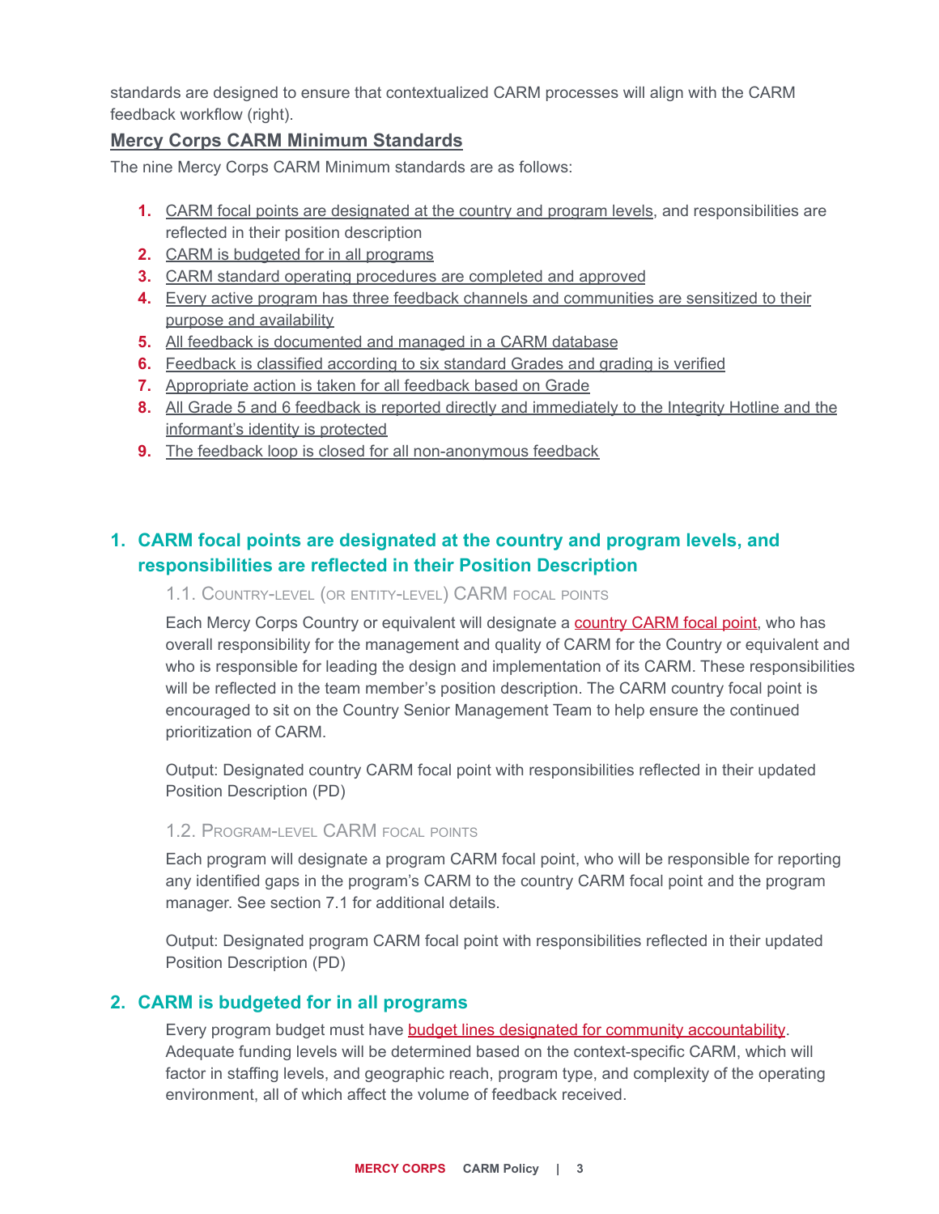standards are designed to ensure that contextualized CARM processes will align with the CARM feedback workflow (right).

## Mercy Corps CARM Minimum Standards

The nine Mercy Corps CARM Minimum standards are as follows:

1. CARM focal points are designated at the country and program levels, and responsibilities are reflected in their position description
2. CARM is budgeted for in all programs
3. CARM standard operating procedures are completed and approved
4. Every active program has three feedback channels and communities are sensitized to their purpose and availability
5. All feedback is documented and managed in a CARM database
6. Feedback is classified according to six standard Grades and grading is verified
7. Appropriate action is taken for all feedback based on Grade
8. All Grade 5 and 6 feedback is reported directly and immediately to the Integrity Hotline and the informant's identity is protected
9. The feedback loop is closed for all non-anonymous feedback

## 1. CARM focal points are designated at the country and program levels, and responsibilities are reflected in their Position Description

### 1.1. Country-level (or entity-level) CARM focal points

Each Mercy Corps Country or equivalent will designate a country CARM focal point, who has overall responsibility for the management and quality of CARM for the Country or equivalent and who is responsible for leading the design and implementation of its CARM. These responsibilities will be reflected in the team member's position description. The CARM country focal point is encouraged to sit on the Country Senior Management Team to help ensure the continued prioritization of CARM.

Output: Designated country CARM focal point with responsibilities reflected in their updated Position Description (PD)

### 1.2. Program-level CARM focal points

Each program will designate a program CARM focal point, who will be responsible for reporting any identified gaps in the program's CARM to the country CARM focal point and the program manager. See section 7.1 for additional details.

Output: Designated program CARM focal point with responsibilities reflected in their updated Position Description (PD)

## 2. CARM is budgeted for in all programs

Every program budget must have budget lines designated for community accountability. Adequate funding levels will be determined based on the context-specific CARM, which will factor in staffing levels, and geographic reach, program type, and complexity of the operating environment, all of which affect the volume of feedback received.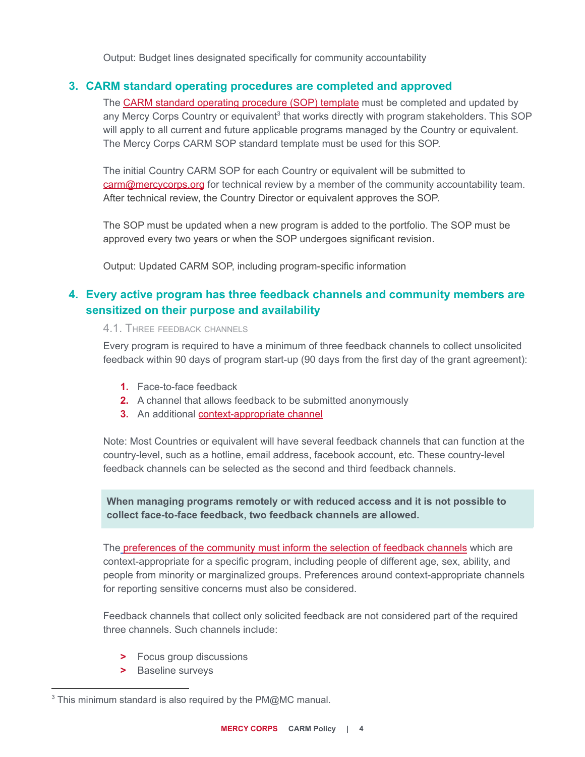Output: Budget lines designated specifically for community accountability

## 3. CARM standard operating procedures are completed and approved

The CARM standard operating procedure (SOP) template must be completed and updated by any Mercy Corps Country or equivalent[3] that works directly with program stakeholders. This SOP will apply to all current and future applicable programs managed by the Country or equivalent. The Mercy Corps CARM SOP standard template must be used for this SOP.

The initial Country CARM SOP for each Country or equivalent will be submitted to carm@mercycorps.org for technical review by a member of the community accountability team. After technical review, the Country Director or equivalent approves the SOP.

The SOP must be updated when a new program is added to the portfolio. The SOP must be approved every two years or when the SOP undergoes significant revision.

Output: Updated CARM SOP, including program-specific information

## 4. Every active program has three feedback channels and community members are sensitized on their purpose and availability

### 4.1. Three feedback channels

Every program is required to have a minimum of three feedback channels to collect unsolicited feedback within 90 days of program start-up (90 days from the first day of the grant agreement):

1. Face-to-face feedback
2. A channel that allows feedback to be submitted anonymously
3. An additional context-appropriate channel

Note: Most Countries or equivalent will have several feedback channels that can function at the country-level, such as a hotline, email address, facebook account, etc. These country-level feedback channels can be selected as the second and third feedback channels.

**When managing programs remotely or with reduced access and it is not possible to collect face-to-face feedback, two feedback channels are allowed.**

The preferences of the community must inform the selection of feedback channels which are context-appropriate for a specific program, including people of different age, sex, ability, and people from minority or marginalized groups. Preferences around context-appropriate channels for reporting sensitive concerns must also be considered.

Feedback channels that collect only solicited feedback are not considered part of the required three channels. Such channels include:

- Focus group discussions
- Baseline surveys

[3] This minimum standard is also required by the PM@MC manual.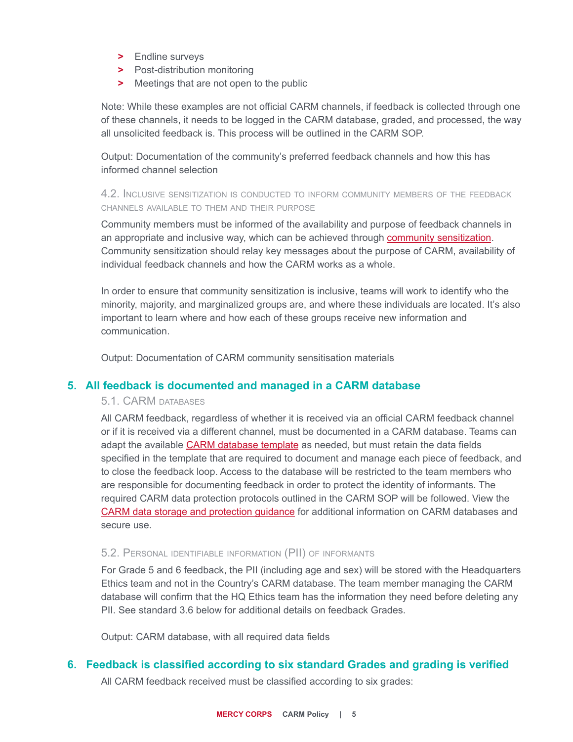- Endline surveys
- Post-distribution monitoring
- Meetings that are not open to the public

Note: While these examples are not official CARM channels, if feedback is collected through one of these channels, it needs to be logged in the CARM database, graded, and processed, the way all unsolicited feedback is. This process will be outlined in the CARM SOP.

Output: Documentation of the community's preferred feedback channels and how this has informed channel selection

#### 4.2. Inclusive sensitization is conducted to inform community members of the feedback channels available to them and their purpose

Community members must be informed of the availability and purpose of feedback channels in an appropriate and inclusive way, which can be achieved through community sensitization. Community sensitization should relay key messages about the purpose of CARM, availability of individual feedback channels and how the CARM works as a whole.

In order to ensure that community sensitization is inclusive, teams will work to identify who the minority, majority, and marginalized groups are, and where these individuals are located. It's also important to learn where and how each of these groups receive new information and communication.

Output: Documentation of CARM community sensitisation materials

## 5. All feedback is documented and managed in a CARM database

#### 5.1. CARM databases

All CARM feedback, regardless of whether it is received via an official CARM feedback channel or if it is received via a different channel, must be documented in a CARM database. Teams can adapt the available CARM database template as needed, but must retain the data fields specified in the template that are required to document and manage each piece of feedback, and to close the feedback loop. Access to the database will be restricted to the team members who are responsible for documenting feedback in order to protect the identity of informants. The required CARM data protection protocols outlined in the CARM SOP will be followed. View the CARM data storage and protection guidance for additional information on CARM databases and secure use.

#### 5.2. Personal identifiable information (PII) of informants

For Grade 5 and 6 feedback, the PII (including age and sex) will be stored with the Headquarters Ethics team and not in the Country's CARM database. The team member managing the CARM database will confirm that the HQ Ethics team has the information they need before deleting any PII. See standard 3.6 below for additional details on feedback Grades.

Output: CARM database, with all required data fields

## 6. Feedback is classified according to six standard Grades and grading is verified

All CARM feedback received must be classified according to six grades: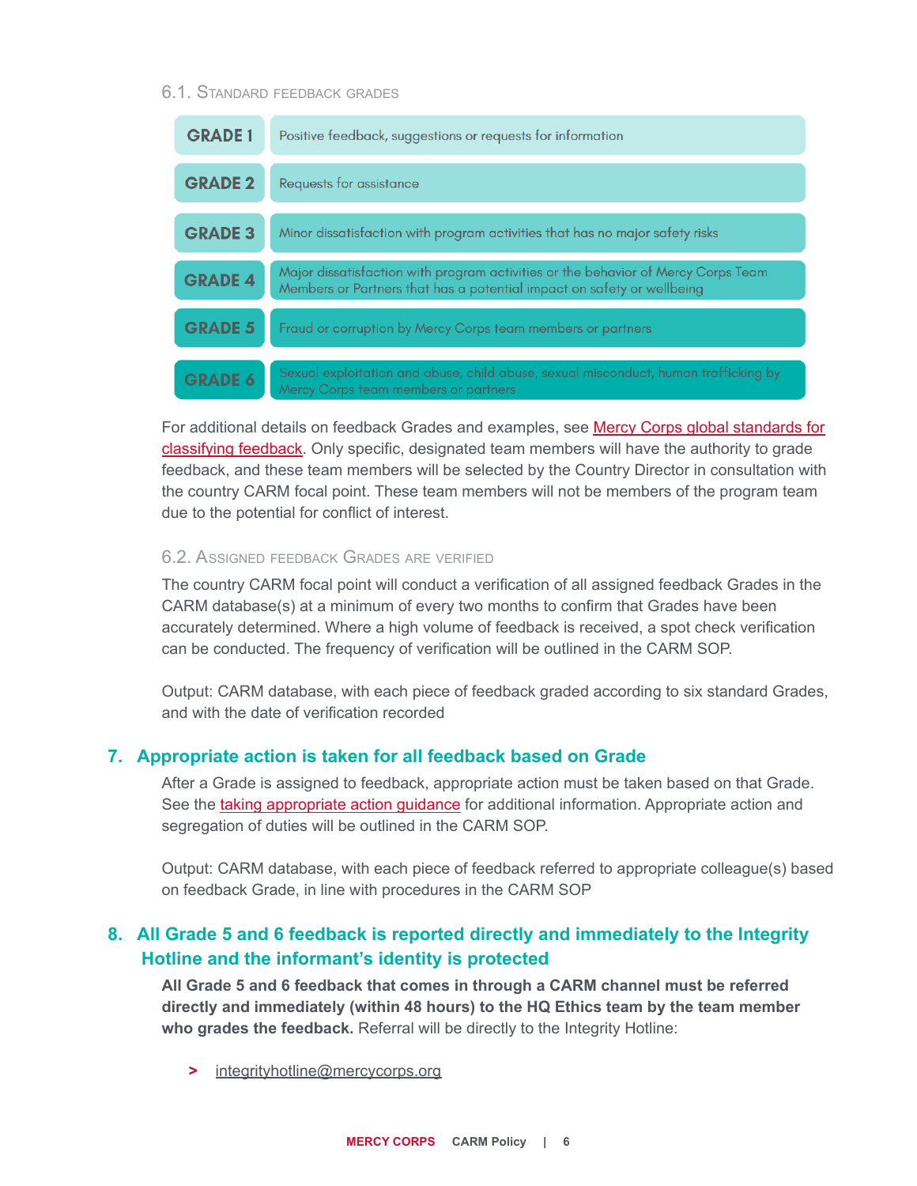### 6.1. Standard feedback grades

| Grade | Description |
| --- | --- |
| **GRADE 1** | Positive feedback, suggestions or requests for information |
| **GRADE 2** | Requests for assistance |
| **GRADE 3** | Minor dissatisfaction with program activities that has no major safety risks |
| **GRADE 4** | Major dissatisfaction with program activities or the behavior of Mercy Corps Team Members or Partners that has a potential impact on safety or wellbeing |
| **GRADE 5** | Fraud or corruption by Mercy Corps team members or partners |
| **GRADE 6** | Sexual exploitation and abuse, child abuse, sexual misconduct, human trafficking by Mercy Corps team members or partners |

For additional details on feedback Grades and examples, see Mercy Corps global standards for classifying feedback. Only specific, designated team members will have the authority to grade feedback, and these team members will be selected by the Country Director in consultation with the country CARM focal point. These team members will not be members of the program team due to the potential for conflict of interest.

### 6.2. Assigned feedback Grades are verified

The country CARM focal point will conduct a verification of all assigned feedback Grades in the CARM database(s) at a minimum of every two months to confirm that Grades have been accurately determined. Where a high volume of feedback is received, a spot check verification can be conducted. The frequency of verification will be outlined in the CARM SOP.

Output: CARM database, with each piece of feedback graded according to six standard Grades, and with the date of verification recorded

## 7. Appropriate action is taken for all feedback based on Grade

After a Grade is assigned to feedback, appropriate action must be taken based on that Grade. See the taking appropriate action guidance for additional information. Appropriate action and segregation of duties will be outlined in the CARM SOP.

Output: CARM database, with each piece of feedback referred to appropriate colleague(s) based on feedback Grade, in line with procedures in the CARM SOP

## 8. All Grade 5 and 6 feedback is reported directly and immediately to the Integrity Hotline and the informant's identity is protected

**All Grade 5 and 6 feedback that comes in through a CARM channel must be referred directly and immediately (within 48 hours) to the HQ Ethics team by the team member who grades the feedback.** Referral will be directly to the Integrity Hotline:

- integrityhotline@mercycorps.org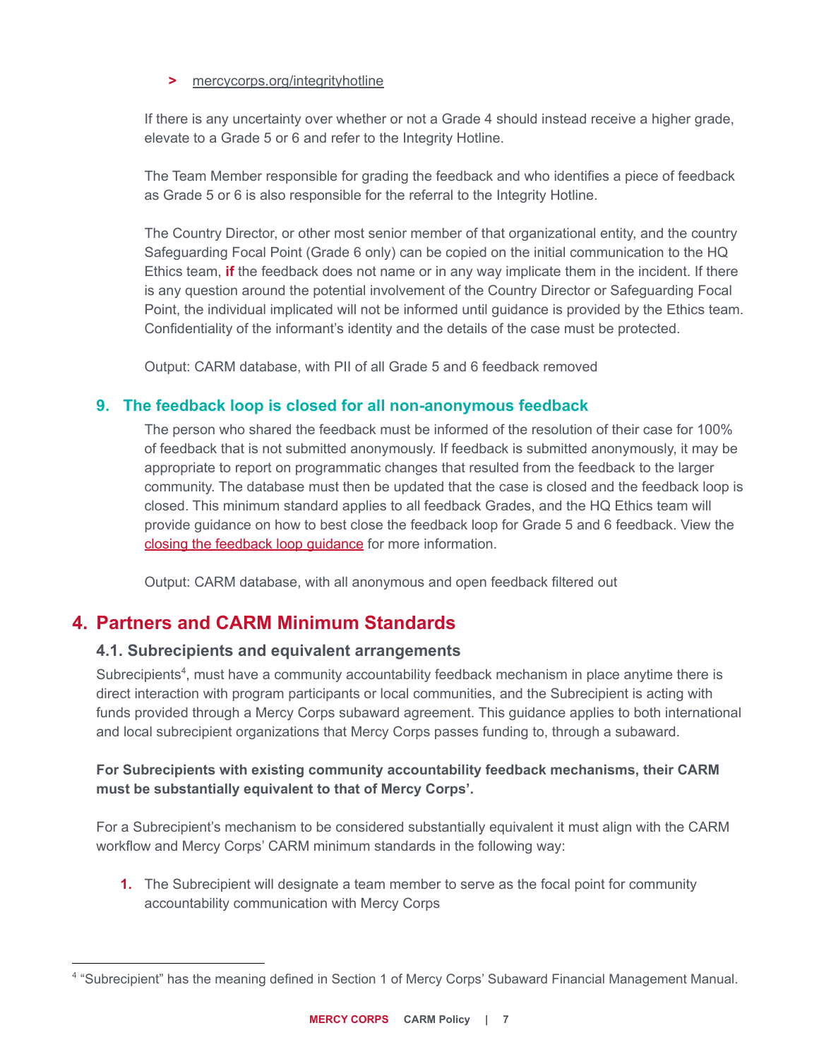> mercycorps.org/integrityhotline

If there is any uncertainty over whether or not a Grade 4 should instead receive a higher grade, elevate to a Grade 5 or 6 and refer to the Integrity Hotline.

The Team Member responsible for grading the feedback and who identifies a piece of feedback as Grade 5 or 6 is also responsible for the referral to the Integrity Hotline.

The Country Director, or other most senior member of that organizational entity, and the country Safeguarding Focal Point (Grade 6 only) can be copied on the initial communication to the HQ Ethics team, **if** the feedback does not name or in any way implicate them in the incident. If there is any question around the potential involvement of the Country Director or Safeguarding Focal Point, the individual implicated will not be informed until guidance is provided by the Ethics team. Confidentiality of the informant's identity and the details of the case must be protected.

Output: CARM database, with PII of all Grade 5 and 6 feedback removed

### 9. The feedback loop is closed for all non-anonymous feedback

The person who shared the feedback must be informed of the resolution of their case for 100% of feedback that is not submitted anonymously. If feedback is submitted anonymously, it may be appropriate to report on programmatic changes that resulted from the feedback to the larger community. The database must then be updated that the case is closed and the feedback loop is closed. This minimum standard applies to all feedback Grades, and the HQ Ethics team will provide guidance on how to best close the feedback loop for Grade 5 and 6 feedback. View the closing the feedback loop guidance for more information.

Output: CARM database, with all anonymous and open feedback filtered out

## 4. Partners and CARM Minimum Standards

### 4.1. Subrecipients and equivalent arrangements

Subrecipients[4], must have a community accountability feedback mechanism in place anytime there is direct interaction with program participants or local communities, and the Subrecipient is acting with funds provided through a Mercy Corps subaward agreement. This guidance applies to both international and local subrecipient organizations that Mercy Corps passes funding to, through a subaward.

**For Subrecipients with existing community accountability feedback mechanisms, their CARM must be substantially equivalent to that of Mercy Corps'.**

For a Subrecipient's mechanism to be considered substantially equivalent it must align with the CARM workflow and Mercy Corps' CARM minimum standards in the following way:

1. The Subrecipient will designate a team member to serve as the focal point for community accountability communication with Mercy Corps

---

[4] "Subrecipient" has the meaning defined in Section 1 of Mercy Corps' Subaward Financial Management Manual.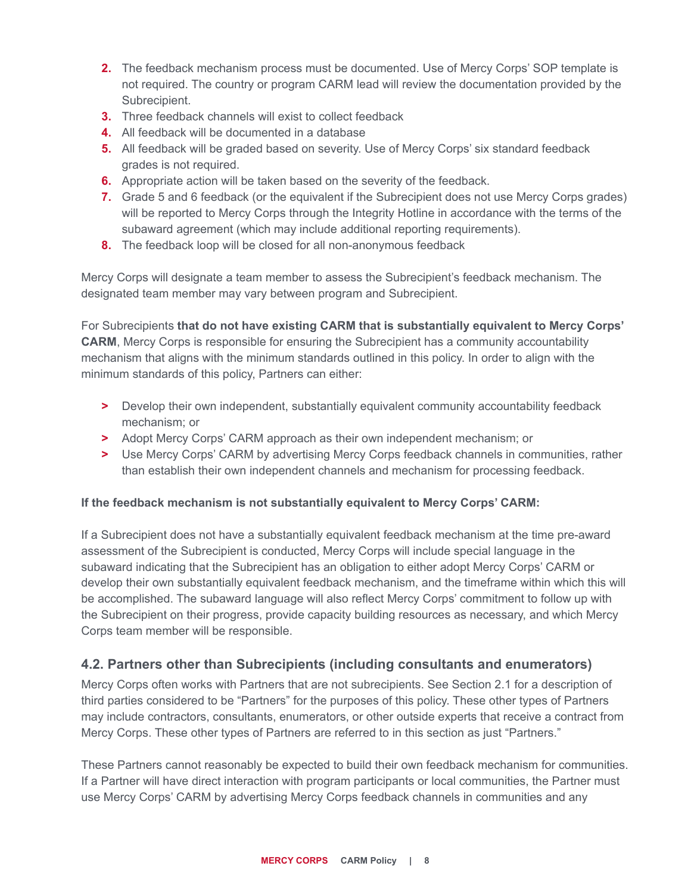2. The feedback mechanism process must be documented. Use of Mercy Corps' SOP template is not required. The country or program CARM lead will review the documentation provided by the Subrecipient.
3. Three feedback channels will exist to collect feedback
4. All feedback will be documented in a database
5. All feedback will be graded based on severity. Use of Mercy Corps' six standard feedback grades is not required.
6. Appropriate action will be taken based on the severity of the feedback.
7. Grade 5 and 6 feedback (or the equivalent if the Subrecipient does not use Mercy Corps grades) will be reported to Mercy Corps through the Integrity Hotline in accordance with the terms of the subaward agreement (which may include additional reporting requirements).
8. The feedback loop will be closed for all non-anonymous feedback

Mercy Corps will designate a team member to assess the Subrecipient's feedback mechanism. The designated team member may vary between program and Subrecipient.

For Subrecipients **that do not have existing CARM that is substantially equivalent to Mercy Corps' CARM**, Mercy Corps is responsible for ensuring the Subrecipient has a community accountability mechanism that aligns with the minimum standards outlined in this policy. In order to align with the minimum standards of this policy, Partners can either:

- Develop their own independent, substantially equivalent community accountability feedback mechanism; or
- Adopt Mercy Corps' CARM approach as their own independent mechanism; or
- Use Mercy Corps' CARM by advertising Mercy Corps feedback channels in communities, rather than establish their own independent channels and mechanism for processing feedback.

**If the feedback mechanism is not substantially equivalent to Mercy Corps' CARM:**

If a Subrecipient does not have a substantially equivalent feedback mechanism at the time pre-award assessment of the Subrecipient is conducted, Mercy Corps will include special language in the subaward indicating that the Subrecipient has an obligation to either adopt Mercy Corps' CARM or develop their own substantially equivalent feedback mechanism, and the timeframe within which this will be accomplished. The subaward language will also reflect Mercy Corps' commitment to follow up with the Subrecipient on their progress, provide capacity building resources as necessary, and which Mercy Corps team member will be responsible.

### 4.2. Partners other than Subrecipients (including consultants and enumerators)

Mercy Corps often works with Partners that are not subrecipients. See Section 2.1 for a description of third parties considered to be "Partners" for the purposes of this policy. These other types of Partners may include contractors, consultants, enumerators, or other outside experts that receive a contract from Mercy Corps. These other types of Partners are referred to in this section as just "Partners."

These Partners cannot reasonably be expected to build their own feedback mechanism for communities. If a Partner will have direct interaction with program participants or local communities, the Partner must use Mercy Corps' CARM by advertising Mercy Corps feedback channels in communities and any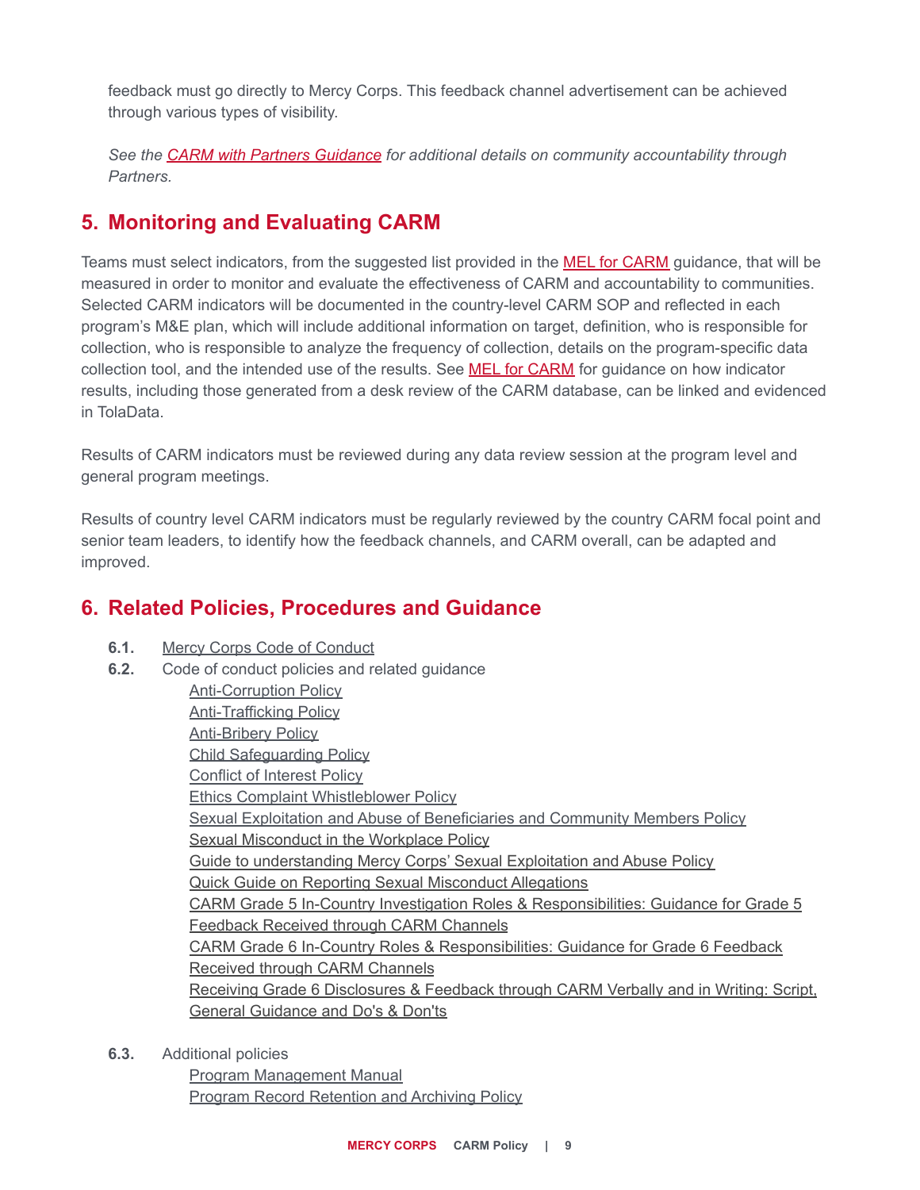feedback must go directly to Mercy Corps. This feedback channel advertisement can be achieved through various types of visibility.

*See the CARM with Partners Guidance for additional details on community accountability through Partners.*

## 5. Monitoring and Evaluating CARM

Teams must select indicators, from the suggested list provided in the MEL for CARM guidance, that will be measured in order to monitor and evaluate the effectiveness of CARM and accountability to communities. Selected CARM indicators will be documented in the country-level CARM SOP and reflected in each program's M&E plan, which will include additional information on target, definition, who is responsible for collection, who is responsible to analyze the frequency of collection, details on the program-specific data collection tool, and the intended use of the results. See MEL for CARM for guidance on how indicator results, including those generated from a desk review of the CARM database, can be linked and evidenced in TolaData.

Results of CARM indicators must be reviewed during any data review session at the program level and general program meetings.

Results of country level CARM indicators must be regularly reviewed by the country CARM focal point and senior team leaders, to identify how the feedback channels, and CARM overall, can be adapted and improved.

## 6. Related Policies, Procedures and Guidance

**6.1.** Mercy Corps Code of Conduct

**6.2.** Code of conduct policies and related guidance

- Anti-Corruption Policy
- Anti-Trafficking Policy
- Anti-Bribery Policy
- Child Safeguarding Policy
- Conflict of Interest Policy
- Ethics Complaint Whistleblower Policy
- Sexual Exploitation and Abuse of Beneficiaries and Community Members Policy
- Sexual Misconduct in the Workplace Policy
- Guide to understanding Mercy Corps' Sexual Exploitation and Abuse Policy
- Quick Guide on Reporting Sexual Misconduct Allegations
- CARM Grade 5 In-Country Investigation Roles & Responsibilities: Guidance for Grade 5 Feedback Received through CARM Channels
- CARM Grade 6 In-Country Roles & Responsibilities: Guidance for Grade 6 Feedback Received through CARM Channels
- Receiving Grade 6 Disclosures & Feedback through CARM Verbally and in Writing: Script, General Guidance and Do's & Don'ts

**6.3.** Additional policies

- Program Management Manual
- Program Record Retention and Archiving Policy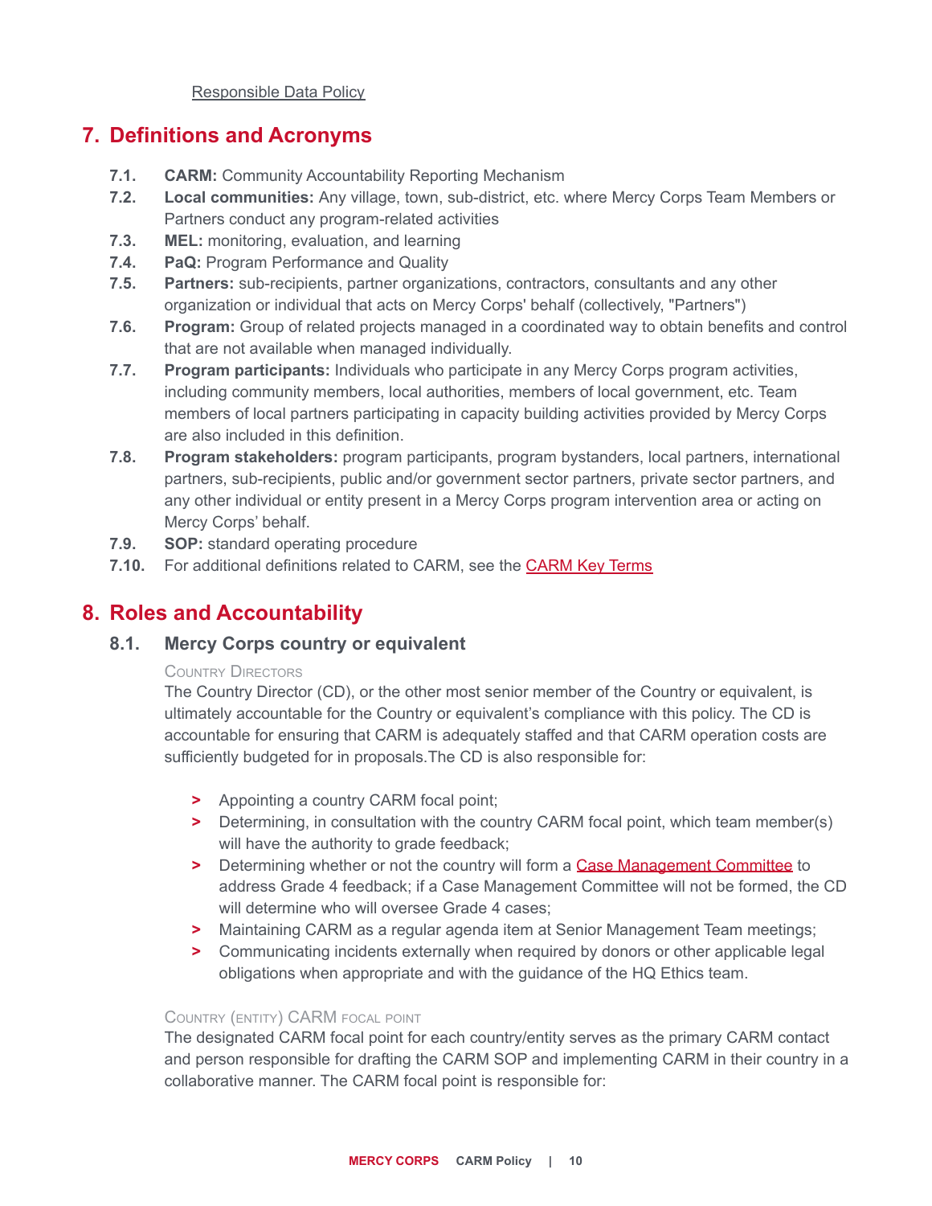Responsible Data Policy

## 7. Definitions and Acronyms

- **7.1. CARM:** Community Accountability Reporting Mechanism
- **7.2. Local communities:** Any village, town, sub-district, etc. where Mercy Corps Team Members or Partners conduct any program-related activities
- **7.3. MEL:** monitoring, evaluation, and learning
- **7.4. PaQ:** Program Performance and Quality
- **7.5. Partners:** sub-recipients, partner organizations, contractors, consultants and any other organization or individual that acts on Mercy Corps' behalf (collectively, "Partners")
- **7.6. Program:** Group of related projects managed in a coordinated way to obtain benefits and control that are not available when managed individually.
- **7.7. Program participants:** Individuals who participate in any Mercy Corps program activities, including community members, local authorities, members of local government, etc. Team members of local partners participating in capacity building activities provided by Mercy Corps are also included in this definition.
- **7.8. Program stakeholders:** program participants, program bystanders, local partners, international partners, sub-recipients, public and/or government sector partners, private sector partners, and any other individual or entity present in a Mercy Corps program intervention area or acting on Mercy Corps' behalf.
- **7.9. SOP:** standard operating procedure
- **7.10.** For additional definitions related to CARM, see the CARM Key Terms

## 8. Roles and Accountability

### 8.1. Mercy Corps country or equivalent

COUNTRY DIRECTORS

The Country Director (CD), or the other most senior member of the Country or equivalent, is ultimately accountable for the Country or equivalent's compliance with this policy. The CD is accountable for ensuring that CARM is adequately staffed and that CARM operation costs are sufficiently budgeted for in proposals.The CD is also responsible for:

- Appointing a country CARM focal point;
- Determining, in consultation with the country CARM focal point, which team member(s) will have the authority to grade feedback;
- Determining whether or not the country will form a Case Management Committee to address Grade 4 feedback; if a Case Management Committee will not be formed, the CD will determine who will oversee Grade 4 cases;
- Maintaining CARM as a regular agenda item at Senior Management Team meetings;
- Communicating incidents externally when required by donors or other applicable legal obligations when appropriate and with the guidance of the HQ Ethics team.

COUNTRY (ENTITY) CARM FOCAL POINT

The designated CARM focal point for each country/entity serves as the primary CARM contact and person responsible for drafting the CARM SOP and implementing CARM in their country in a collaborative manner. The CARM focal point is responsible for: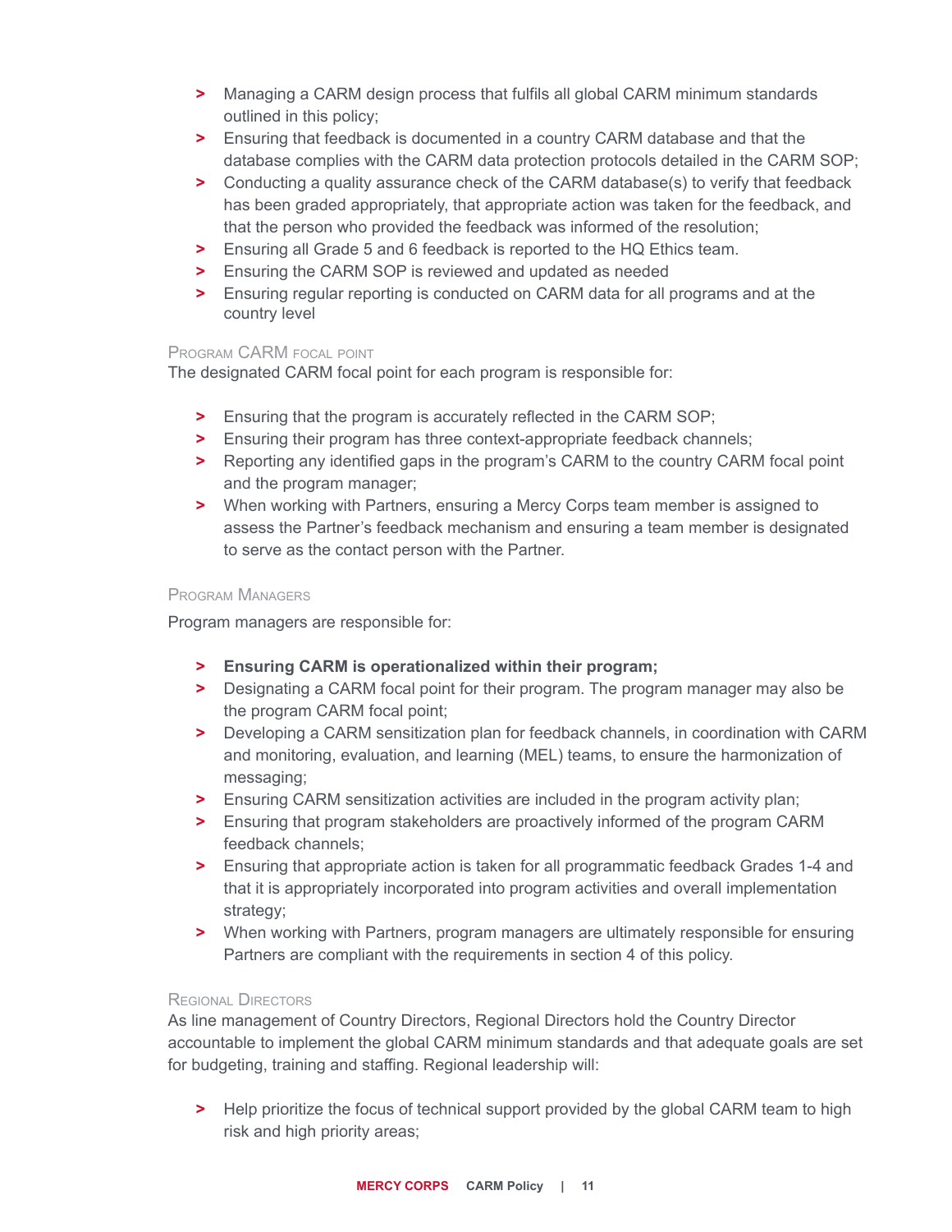- Managing a CARM design process that fulfils all global CARM minimum standards outlined in this policy;
- Ensuring that feedback is documented in a country CARM database and that the database complies with the CARM data protection protocols detailed in the CARM SOP;
- Conducting a quality assurance check of the CARM database(s) to verify that feedback has been graded appropriately, that appropriate action was taken for the feedback, and that the person who provided the feedback was informed of the resolution;
- Ensuring all Grade 5 and 6 feedback is reported to the HQ Ethics team.
- Ensuring the CARM SOP is reviewed and updated as needed
- Ensuring regular reporting is conducted on CARM data for all programs and at the country level

#### Program CARM focal point

The designated CARM focal point for each program is responsible for:

- Ensuring that the program is accurately reflected in the CARM SOP;
- Ensuring their program has three context-appropriate feedback channels;
- Reporting any identified gaps in the program's CARM to the country CARM focal point and the program manager;
- When working with Partners, ensuring a Mercy Corps team member is assigned to assess the Partner's feedback mechanism and ensuring a team member is designated to serve as the contact person with the Partner.

#### Program Managers

Program managers are responsible for:

- **Ensuring CARM is operationalized within their program;**
- Designating a CARM focal point for their program. The program manager may also be the program CARM focal point;
- Developing a CARM sensitization plan for feedback channels, in coordination with CARM and monitoring, evaluation, and learning (MEL) teams, to ensure the harmonization of messaging;
- Ensuring CARM sensitization activities are included in the program activity plan;
- Ensuring that program stakeholders are proactively informed of the program CARM feedback channels;
- Ensuring that appropriate action is taken for all programmatic feedback Grades 1-4 and that it is appropriately incorporated into program activities and overall implementation strategy;
- When working with Partners, program managers are ultimately responsible for ensuring Partners are compliant with the requirements in section 4 of this policy.

#### Regional Directors

As line management of Country Directors, Regional Directors hold the Country Director accountable to implement the global CARM minimum standards and that adequate goals are set for budgeting, training and staffing. Regional leadership will:

- Help prioritize the focus of technical support provided by the global CARM team to high risk and high priority areas;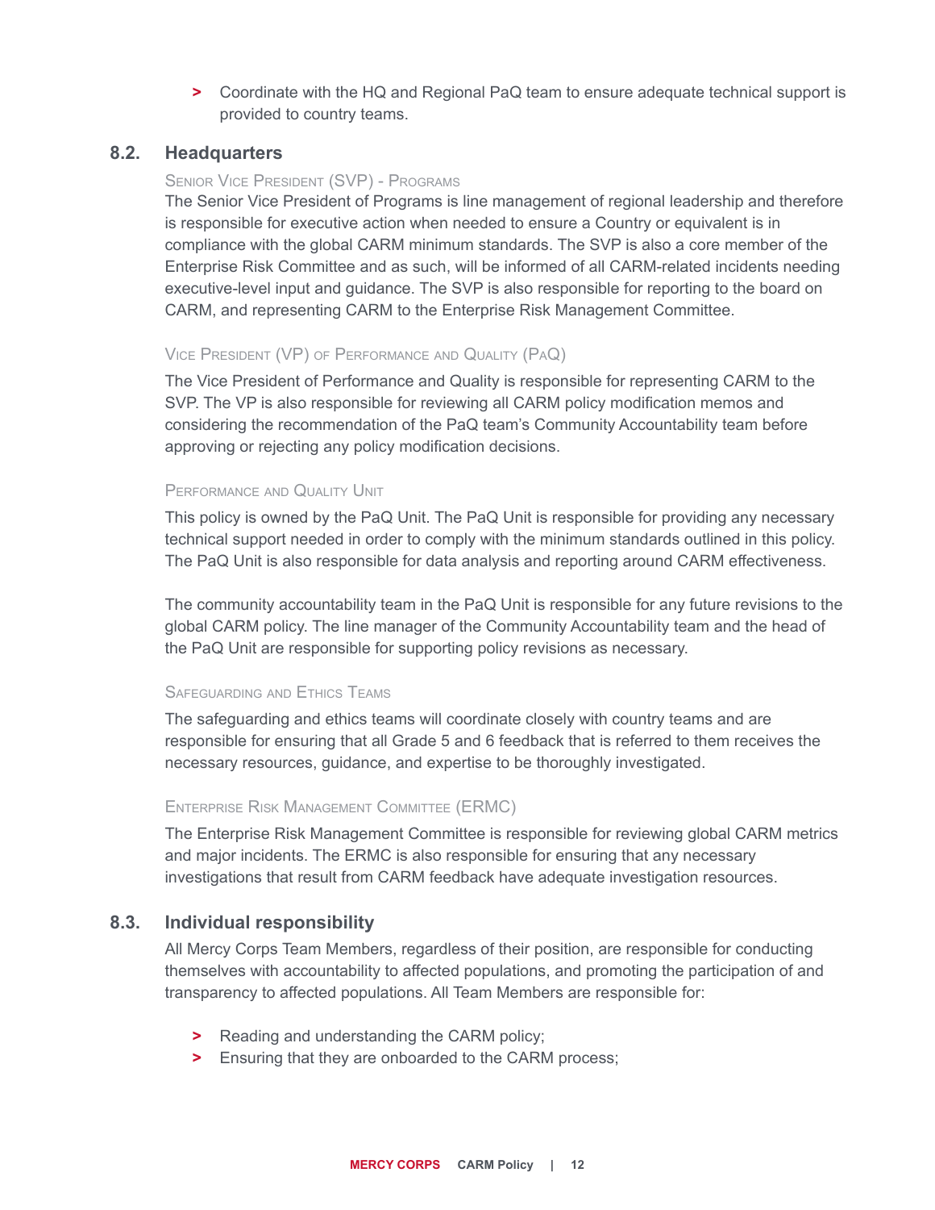- Coordinate with the HQ and Regional PaQ team to ensure adequate technical support is provided to country teams.

## 8.2. Headquarters

### Senior Vice President (SVP) - Programs

The Senior Vice President of Programs is line management of regional leadership and therefore is responsible for executive action when needed to ensure a Country or equivalent is in compliance with the global CARM minimum standards. The SVP is also a core member of the Enterprise Risk Committee and as such, will be informed of all CARM-related incidents needing executive-level input and guidance. The SVP is also responsible for reporting to the board on CARM, and representing CARM to the Enterprise Risk Management Committee.

### Vice President (VP) of Performance and Quality (PaQ)

The Vice President of Performance and Quality is responsible for representing CARM to the SVP. The VP is also responsible for reviewing all CARM policy modification memos and considering the recommendation of the PaQ team's Community Accountability team before approving or rejecting any policy modification decisions.

### Performance and Quality Unit

This policy is owned by the PaQ Unit. The PaQ Unit is responsible for providing any necessary technical support needed in order to comply with the minimum standards outlined in this policy. The PaQ Unit is also responsible for data analysis and reporting around CARM effectiveness.

The community accountability team in the PaQ Unit is responsible for any future revisions to the global CARM policy. The line manager of the Community Accountability team and the head of the PaQ Unit are responsible for supporting policy revisions as necessary.

### Safeguarding and Ethics Teams

The safeguarding and ethics teams will coordinate closely with country teams and are responsible for ensuring that all Grade 5 and 6 feedback that is referred to them receives the necessary resources, guidance, and expertise to be thoroughly investigated.

### Enterprise Risk Management Committee (ERMC)

The Enterprise Risk Management Committee is responsible for reviewing global CARM metrics and major incidents. The ERMC is also responsible for ensuring that any necessary investigations that result from CARM feedback have adequate investigation resources.

## 8.3. Individual responsibility

All Mercy Corps Team Members, regardless of their position, are responsible for conducting themselves with accountability to affected populations, and promoting the participation of and transparency to affected populations. All Team Members are responsible for:

- Reading and understanding the CARM policy;
- Ensuring that they are onboarded to the CARM process;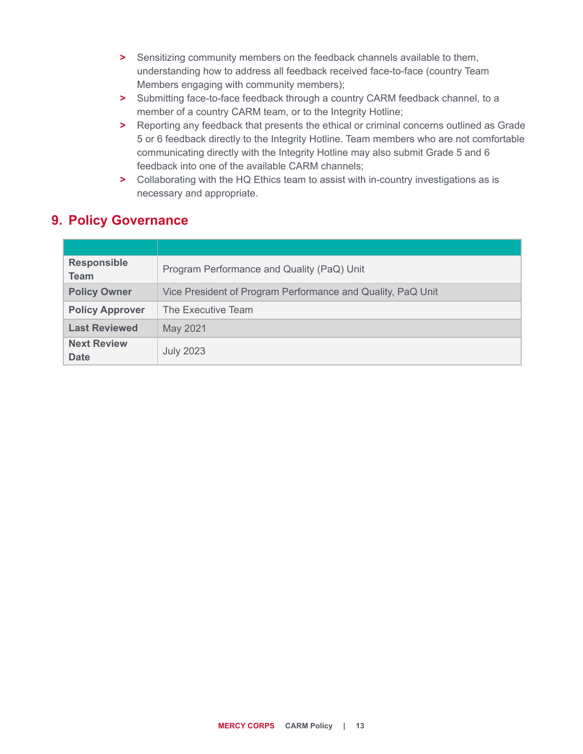- Sensitizing community members on the feedback channels available to them, understanding how to address all feedback received face-to-face (country Team Members engaging with community members);
- Submitting face-to-face feedback through a country CARM feedback channel, to a member of a country CARM team, or to the Integrity Hotline;
- Reporting any feedback that presents the ethical or criminal concerns outlined as Grade 5 or 6 feedback directly to the Integrity Hotline. Team members who are not comfortable communicating directly with the Integrity Hotline may also submit Grade 5 and 6 feedback into one of the available CARM channels;
- Collaborating with the HQ Ethics team to assist with in-country investigations as is necessary and appropriate.

## 9. Policy Governance

| | |
|---|---|
| **Responsible Team** | Program Performance and Quality (PaQ) Unit |
| **Policy Owner** | Vice President of Program Performance and Quality, PaQ Unit |
| **Policy Approver** | The Executive Team |
| **Last Reviewed** | May 2021 |
| **Next Review Date** | July 2023 |